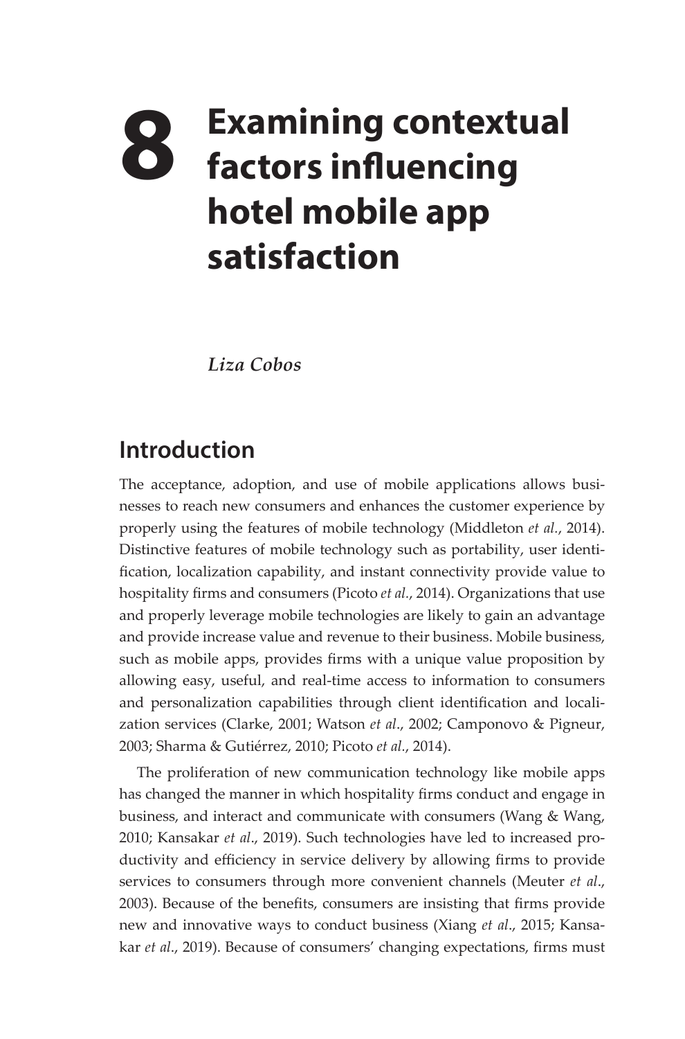# 8 Examining contextual factors influencing hotel mobile app satisfaction

*Liza Cobos*

## Introduction

The acceptance, adoption, and use of mobile applications allows businesses to reach new consumers and enhances the customer experience by properly using the features of mobile technology (Middleton *et al.*, 2014). Distinctive features of mobile technology such as portability, user identification, localization capability, and instant connectivity provide value to hospitality firms and consumers (Picoto *et al.*, 2014). Organizations that use and properly leverage mobile technologies are likely to gain an advantage and provide increase value and revenue to their business. Mobile business, such as mobile apps, provides firms with a unique value proposition by allowing easy, useful, and real-time access to information to consumers and personalization capabilities through client identification and localization services (Clarke, 2001; Watson *et al*., 2002; Camponovo & Pigneur, 2003; Sharma & Gutiérrez, 2010; Picoto *et al.*, 2014).

The proliferation of new communication technology like mobile apps has changed the manner in which hospitality firms conduct and engage in business, and interact and communicate with consumers (Wang & Wang, 2010; Kansakar *et al*., 2019). Such technologies have led to increased productivity and efficiency in service delivery by allowing firms to provide services to consumers through more convenient channels (Meuter *et al*., 2003). Because of the benefits, consumers are insisting that firms provide new and innovative ways to conduct business (Xiang *et al*., 2015; Kansakar *et al*., 2019). Because of consumers' changing expectations, firms must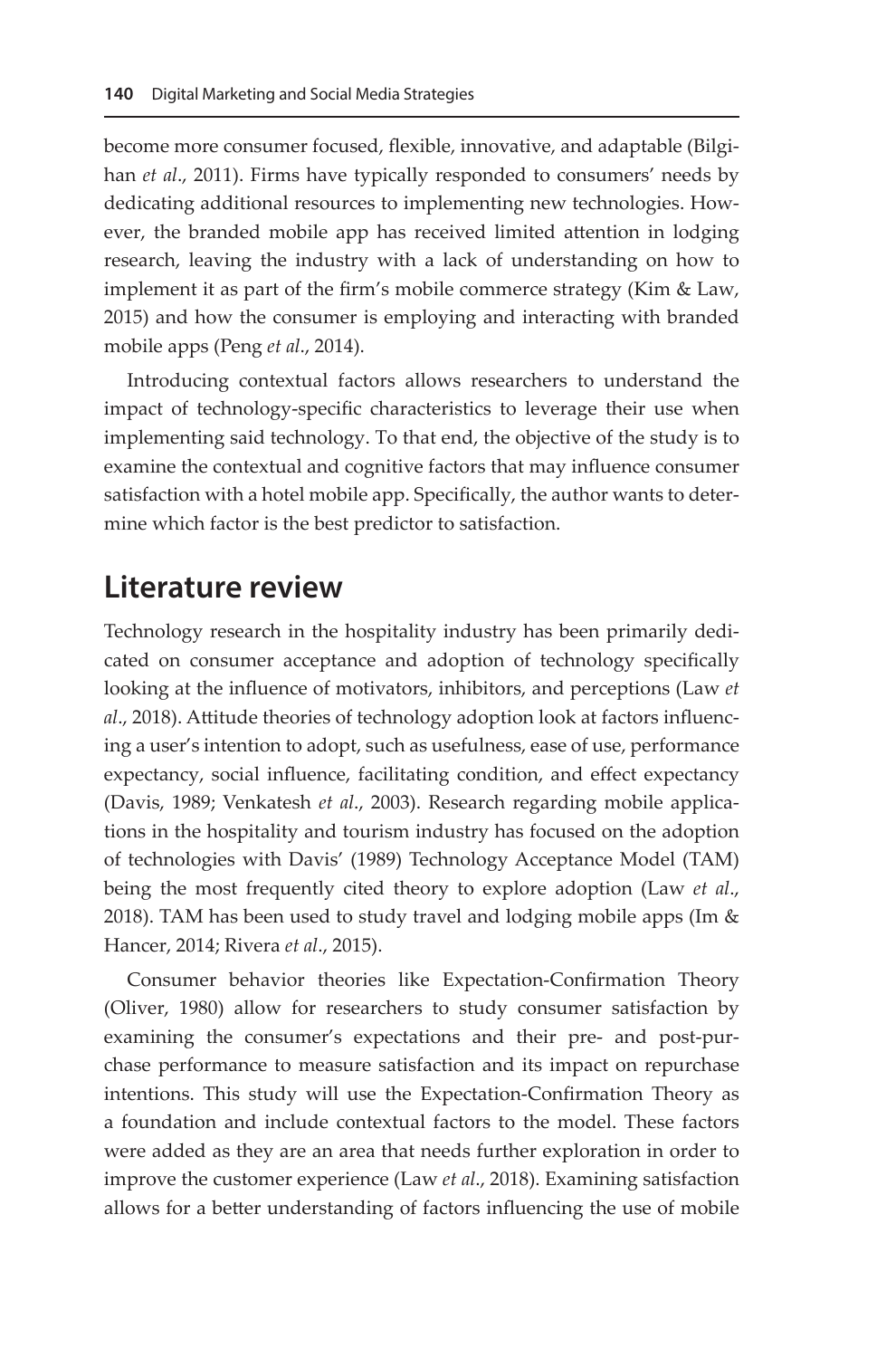become more consumer focused, flexible, innovative, and adaptable (Bilgihan *et al*., 2011). Firms have typically responded to consumers' needs by dedicating additional resources to implementing new technologies. However, the branded mobile app has received limited attention in lodging research, leaving the industry with a lack of understanding on how to implement it as part of the firm's mobile commerce strategy (Kim & Law, 2015) and how the consumer is employing and interacting with branded mobile apps (Peng *et al*., 2014).

Introducing contextual factors allows researchers to understand the impact of technology-specific characteristics to leverage their use when implementing said technology. To that end, the objective of the study is to examine the contextual and cognitive factors that may influence consumer satisfaction with a hotel mobile app. Specifically, the author wants to determine which factor is the best predictor to satisfaction.

## Literature review

Technology research in the hospitality industry has been primarily dedicated on consumer acceptance and adoption of technology specifically looking at the influence of motivators, inhibitors, and perceptions (Law *et al*., 2018). Attitude theories of technology adoption look at factors influencing a user's intention to adopt, such as usefulness, ease of use, performance expectancy, social influence, facilitating condition, and effect expectancy (Davis, 1989; Venkatesh *et al*., 2003). Research regarding mobile applications in the hospitality and tourism industry has focused on the adoption of technologies with Davis' (1989) Technology Acceptance Model (TAM) being the most frequently cited theory to explore adoption (Law *et al*., 2018). TAM has been used to study travel and lodging mobile apps (Im & Hancer, 2014; Rivera *et al*., 2015).

Consumer behavior theories like Expectation-Confirmation Theory (Oliver, 1980) allow for researchers to study consumer satisfaction by examining the consumer's expectations and their pre- and post-purchase performance to measure satisfaction and its impact on repurchase intentions. This study will use the Expectation-Confirmation Theory as a foundation and include contextual factors to the model. These factors were added as they are an area that needs further exploration in order to improve the customer experience (Law *et al*., 2018). Examining satisfaction allows for a better understanding of factors influencing the use of mobile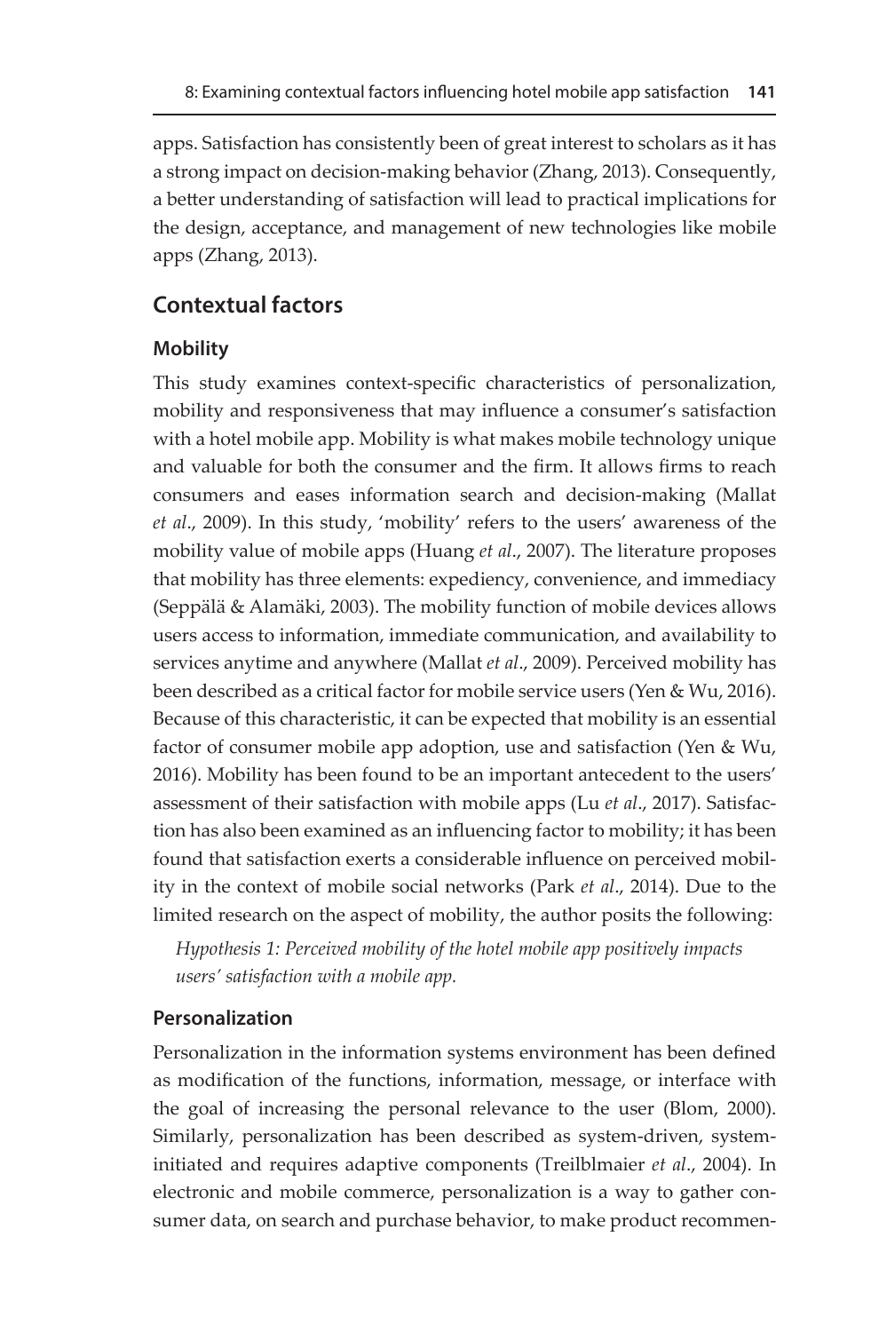apps. Satisfaction has consistently been of great interest to scholars as it has a strong impact on decision-making behavior (Zhang, 2013). Consequently, a better understanding of satisfaction will lead to practical implications for the design, acceptance, and management of new technologies like mobile apps (Zhang, 2013).

## Contextual factors

### Mobility

This study examines context-specific characteristics of personalization, mobility and responsiveness that may influence a consumer's satisfaction with a hotel mobile app. Mobility is what makes mobile technology unique and valuable for both the consumer and the firm. It allows firms to reach consumers and eases information search and decision-making (Mallat *et al*., 2009). In this study, 'mobility' refers to the users' awareness of the mobility value of mobile apps (Huang *et al*., 2007). The literature proposes that mobility has three elements: expediency, convenience, and immediacy (Seppälä & Alamäki, 2003). The mobility function of mobile devices allows users access to information, immediate communication, and availability to services anytime and anywhere (Mallat *et al*., 2009). Perceived mobility has been described as a critical factor for mobile service users (Yen & Wu, 2016). Because of this characteristic, it can be expected that mobility is an essential factor of consumer mobile app adoption, use and satisfaction (Yen & Wu, 2016). Mobility has been found to be an important antecedent to the users' assessment of their satisfaction with mobile apps (Lu *et al*., 2017). Satisfaction has also been examined as an influencing factor to mobility; it has been found that satisfaction exerts a considerable influence on perceived mobility in the context of mobile social networks (Park *et al*., 2014). Due to the limited research on the aspect of mobility, the author posits the following:

*Hypothesis 1: Perceived mobility of the hotel mobile app positively impacts users' satisfaction with a mobile app.*

### Personalization

Personalization in the information systems environment has been defined as modification of the functions, information, message, or interface with the goal of increasing the personal relevance to the user (Blom, 2000). Similarly, personalization has been described as system-driven, system-initiated and requires adaptive components (Treilblmaier *et al*., 2004). In electronic and mobile commerce, personalization is a way to gather consumer data, on search and purchase behavior, to make product recommen-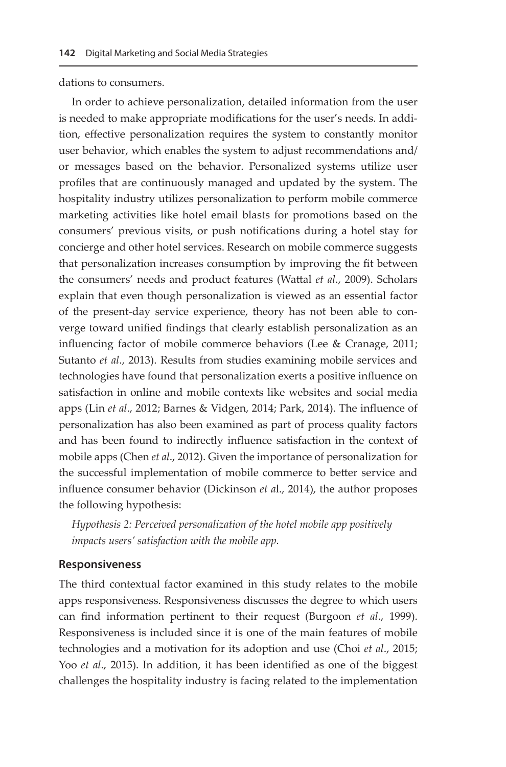dations to consumers.

In order to achieve personalization, detailed information from the user is needed to make appropriate modifications for the user's needs. In addition, effective personalization requires the system to constantly monitor user behavior, which enables the system to adjust recommendations and/or messages based on the behavior. Personalized systems utilize user profiles that are continuously managed and updated by the system. The hospitality industry utilizes personalization to perform mobile commerce marketing activities like hotel email blasts for promotions based on the consumers' previous visits, or push notifications during a hotel stay for concierge and other hotel services. Research on mobile commerce suggests that personalization increases consumption by improving the fit between the consumers' needs and product features (Wattal *et al*., 2009). Scholars explain that even though personalization is viewed as an essential factor of the present-day service experience, theory has not been able to converge toward unified findings that clearly establish personalization as an influencing factor of mobile commerce behaviors (Lee & Cranage, 2011; Sutanto *et al*., 2013). Results from studies examining mobile services and technologies have found that personalization exerts a positive influence on satisfaction in online and mobile contexts like websites and social media apps (Lin *et al*., 2012; Barnes & Vidgen, 2014; Park, 2014). The influence of personalization has also been examined as part of process quality factors and has been found to indirectly influence satisfaction in the context of mobile apps (Chen *et al*., 2012). Given the importance of personalization for the successful implementation of mobile commerce to better service and influence consumer behavior (Dickinson *et a*l., 2014), the author proposes the following hypothesis:

*Hypothesis 2: Perceived personalization of the hotel mobile app positively impacts users' satisfaction with the mobile app.*

### Responsiveness

The third contextual factor examined in this study relates to the mobile apps responsiveness. Responsiveness discusses the degree to which users can find information pertinent to their request (Burgoon *et al*., 1999). Responsiveness is included since it is one of the main features of mobile technologies and a motivation for its adoption and use (Choi *et al*., 2015; Yoo *et al*., 2015). In addition, it has been identified as one of the biggest challenges the hospitality industry is facing related to the implementation